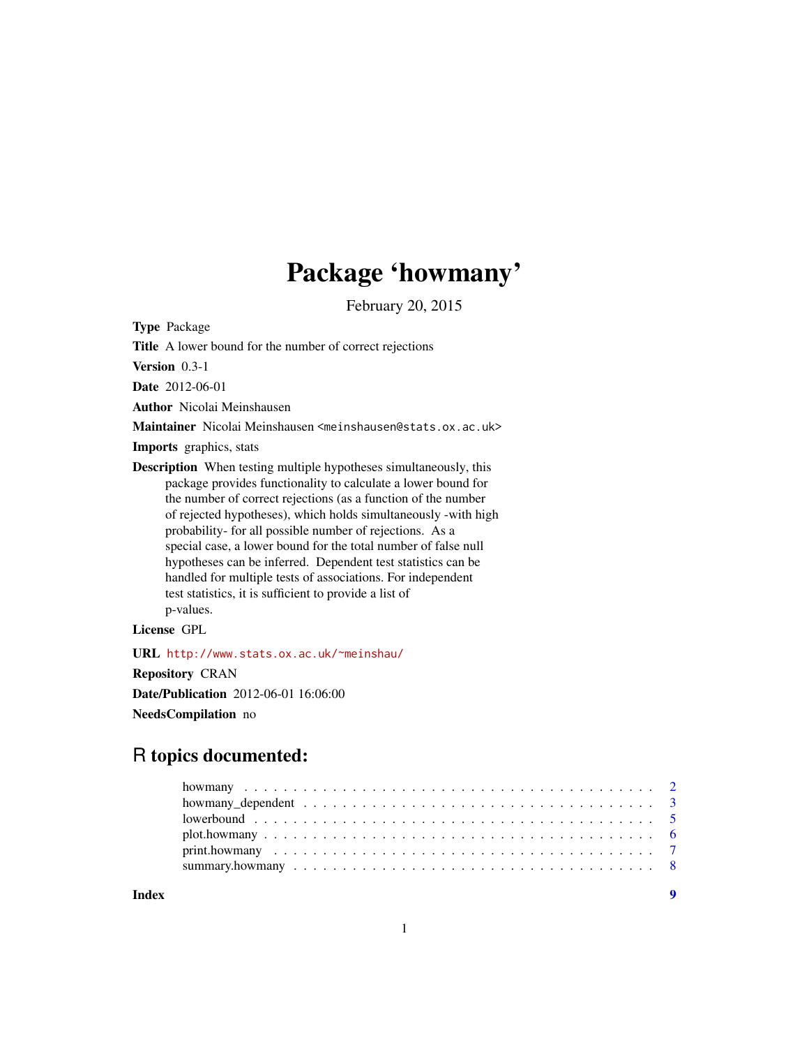# Package 'howmany'

February 20, 2015

**Type** Package

**Title** A lower bound for the number of correct rejections

**Version** 0.3-1

**Date** 2012-06-01

**Author** Nicolai Meinshausen

**Maintainer** Nicolai Meinshausen <meinshausen@stats.ox.ac.uk>

**Imports** graphics, stats

**Description** When testing multiple hypotheses simultaneously, this package provides functionality to calculate a lower bound for the number of correct rejections (as a function of the number of rejected hypotheses), which holds simultaneously -with high probability- for all possible number of rejections. As a special case, a lower bound for the total number of false null hypotheses can be inferred. Dependent test statistics can be handled for multiple tests of associations. For independent test statistics, it is sufficient to provide a list of p-values.

**License** GPL

**URL** http://www.stats.ox.ac.uk/~meinshau/

**Repository** CRAN

**Date/Publication** 2012-06-01 16:06:00

**NeedsCompilation** no

## R topics documented:

| | |
|---|---|
| howmany | 2 |
| howmany_dependent | 3 |
| lowerbound | 5 |
| plot.howmany | 6 |
| print.howmany | 7 |
| summary.howmany | 8 |
| **Index** | **9** |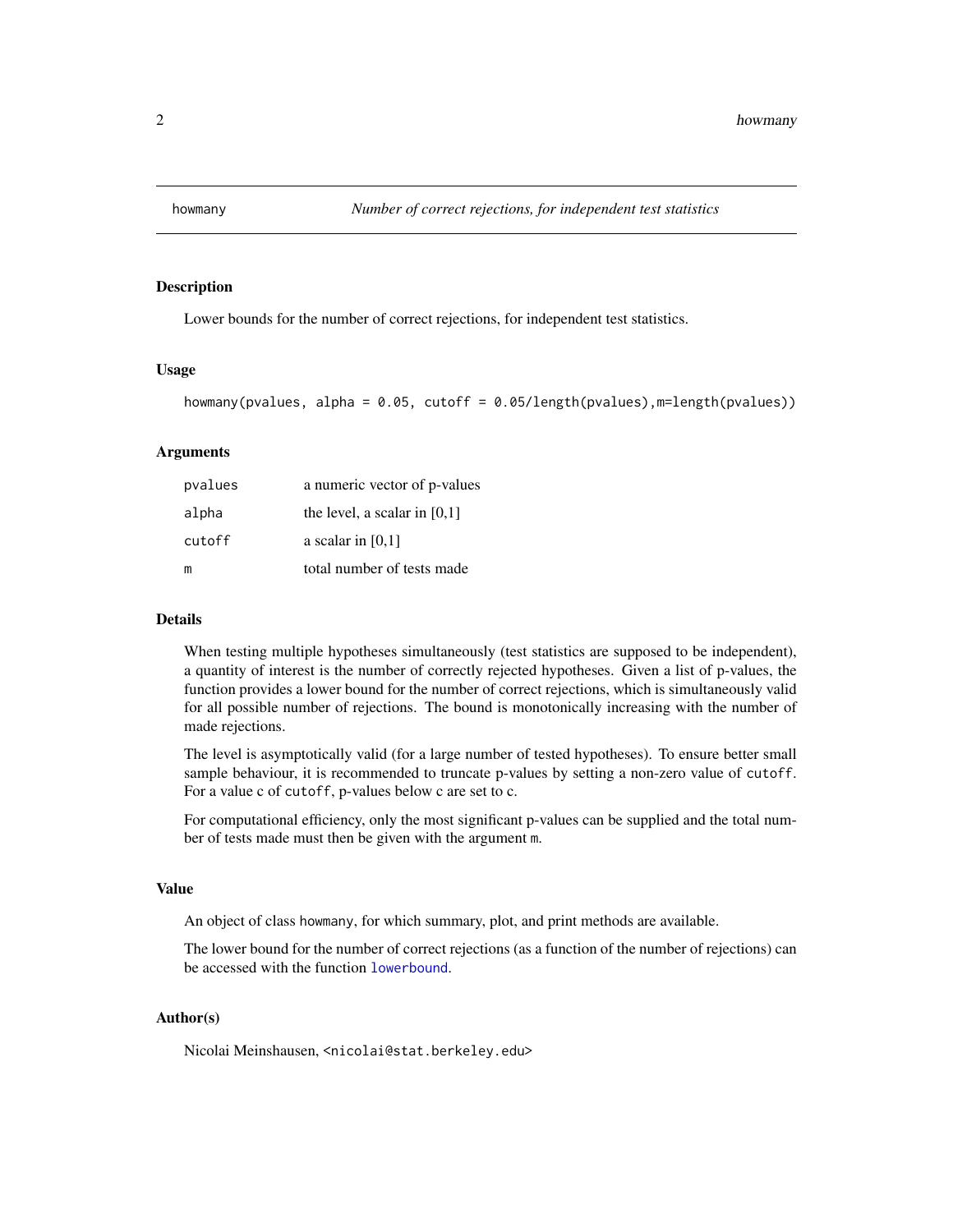# howmany — *Number of correct rejections, for independent test statistics*

## Description

Lower bounds for the number of correct rejections, for independent test statistics.

## Usage

```
howmany(pvalues, alpha = 0.05, cutoff = 0.05/length(pvalues),m=length(pvalues))
```

## Arguments

| | |
|---|---|
| `pvalues` | a numeric vector of p-values |
| `alpha` | the level, a scalar in [0,1] |
| `cutoff` | a scalar in [0,1] |
| `m` | total number of tests made |

## Details

When testing multiple hypotheses simultaneously (test statistics are supposed to be independent), a quantity of interest is the number of correctly rejected hypotheses. Given a list of p-values, the function provides a lower bound for the number of correct rejections, which is simultaneously valid for all possible number of rejections. The bound is monotonically increasing with the number of made rejections.

The level is asymptotically valid (for a large number of tested hypotheses). To ensure better small sample behaviour, it is recommended to truncate p-values by setting a non-zero value of `cutoff`. For a value c of `cutoff`, p-values below c are set to c.

For computational efficiency, only the most significant p-values can be supplied and the total number of tests made must then be given with the argument `m`.

## Value

An object of class `howmany`, for which summary, plot, and print methods are available.

The lower bound for the number of correct rejections (as a function of the number of rejections) can be accessed with the function `lowerbound`.

## Author(s)

Nicolai Meinshausen, `<nicolai@stat.berkeley.edu>`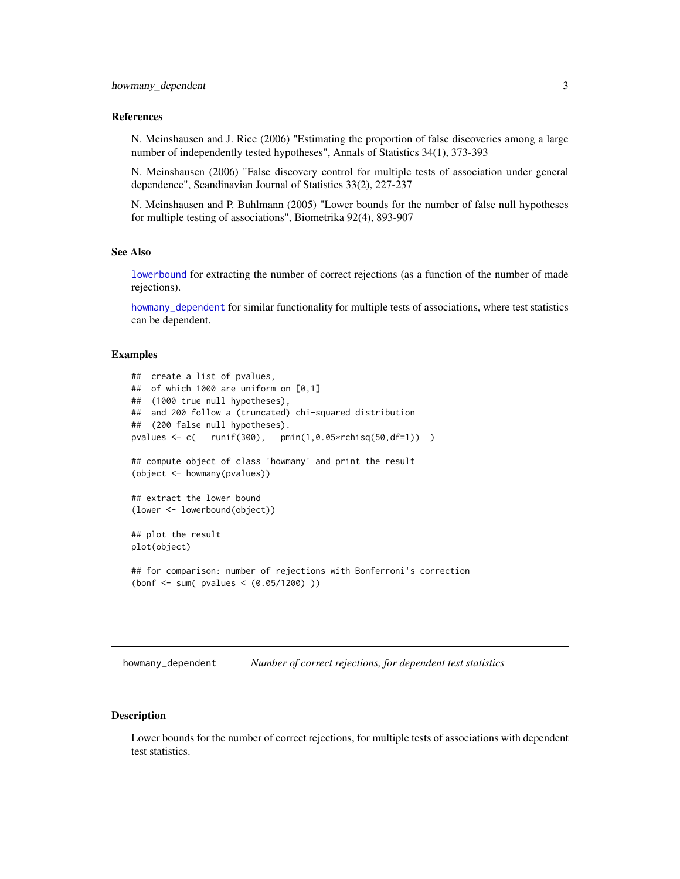### References

N. Meinshausen and J. Rice (2006) "Estimating the proportion of false discoveries among a large number of independently tested hypotheses", Annals of Statistics 34(1), 373-393

N. Meinshausen (2006) "False discovery control for multiple tests of association under general dependence", Scandinavian Journal of Statistics 33(2), 227-237

N. Meinshausen and P. Buhlmann (2005) "Lower bounds for the number of false null hypotheses for multiple testing of associations", Biometrika 92(4), 893-907

### See Also

`lowerbound` for extracting the number of correct rejections (as a function of the number of made rejections).

`howmany_dependent` for similar functionality for multiple tests of associations, where test statistics can be dependent.

### Examples

```
##  create a list of pvalues,
##  of which 1000 are uniform on [0,1]
##  (1000 true null hypotheses),
##  and 200 follow a (truncated) chi-squared distribution
##  (200 false null hypotheses).
pvalues <- c(   runif(300),   pmin(1,0.05*rchisq(50,df=1))  )

## compute object of class 'howmany' and print the result
(object <- howmany(pvalues))

## extract the lower bound
(lower <- lowerbound(object))

## plot the result
plot(object)

## for comparison: number of rejections with Bonferroni's correction
(bonf <- sum( pvalues < (0.05/1200) ))
```

---

## howmany_dependent — *Number of correct rejections, for dependent test statistics*

### Description

Lower bounds for the number of correct rejections, for multiple tests of associations with dependent test statistics.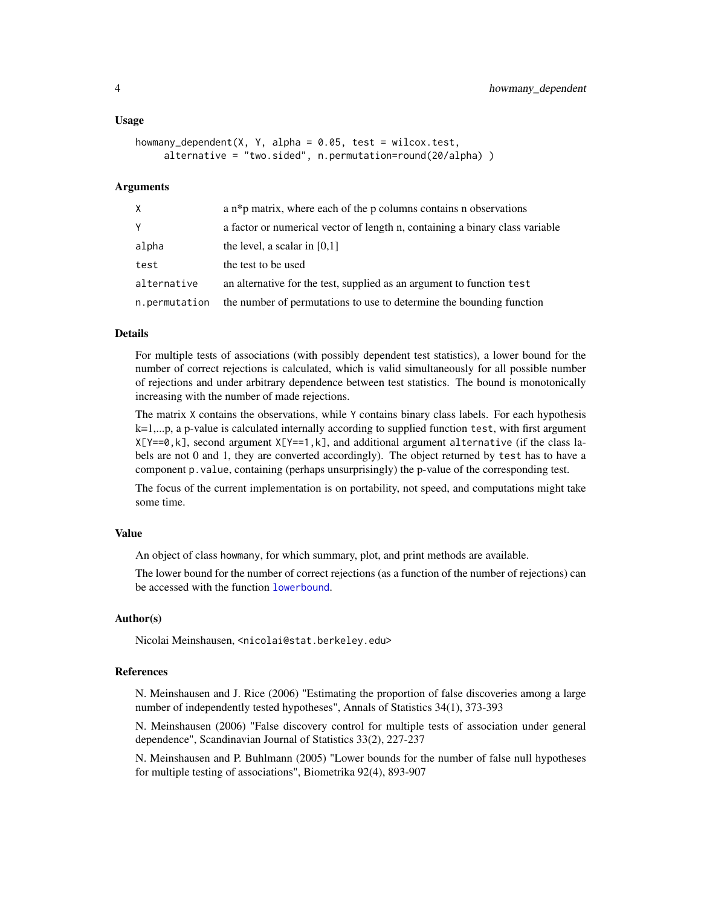### Usage

```
howmany_dependent(X, Y, alpha = 0.05, test = wilcox.test,
     alternative = "two.sided", n.permutation=round(20/alpha) )
```

### Arguments

| | |
|---|---|
| X | a n*p matrix, where each of the p columns contains n observations |
| Y | a factor or numerical vector of length n, containing a binary class variable |
| alpha | the level, a scalar in [0,1] |
| test | the test to be used |
| alternative | an alternative for the test, supplied as an argument to function `test` |
| n.permutation | the number of permutations to use to determine the bounding function |

### Details

For multiple tests of associations (with possibly dependent test statistics), a lower bound for the number of correct rejections is calculated, which is valid simultaneously for all possible number of rejections and under arbitrary dependence between test statistics. The bound is monotonically increasing with the number of made rejections.

The matrix `X` contains the observations, while `Y` contains binary class labels. For each hypothesis k=1,...p, a p-value is calculated internally according to supplied function `test`, with first argument `X[Y==0,k]`, second argument `X[Y==1,k]`, and additional argument `alternative` (if the class labels are not 0 and 1, they are converted accordingly). The object returned by `test` has to have a component `p.value`, containing (perhaps unsurprisingly) the p-value of the corresponding test.

The focus of the current implementation is on portability, not speed, and computations might take some time.

### Value

An object of class howmany, for which summary, plot, and print methods are available.

The lower bound for the number of correct rejections (as a function of the number of rejections) can be accessed with the function `lowerbound`.

### Author(s)

Nicolai Meinshausen, <nicolai@stat.berkeley.edu>

### References

N. Meinshausen and J. Rice (2006) "Estimating the proportion of false discoveries among a large number of independently tested hypotheses", Annals of Statistics 34(1), 373-393

N. Meinshausen (2006) "False discovery control for multiple tests of association under general dependence", Scandinavian Journal of Statistics 33(2), 227-237

N. Meinshausen and P. Buhlmann (2005) "Lower bounds for the number of false null hypotheses for multiple testing of associations", Biometrika 92(4), 893-907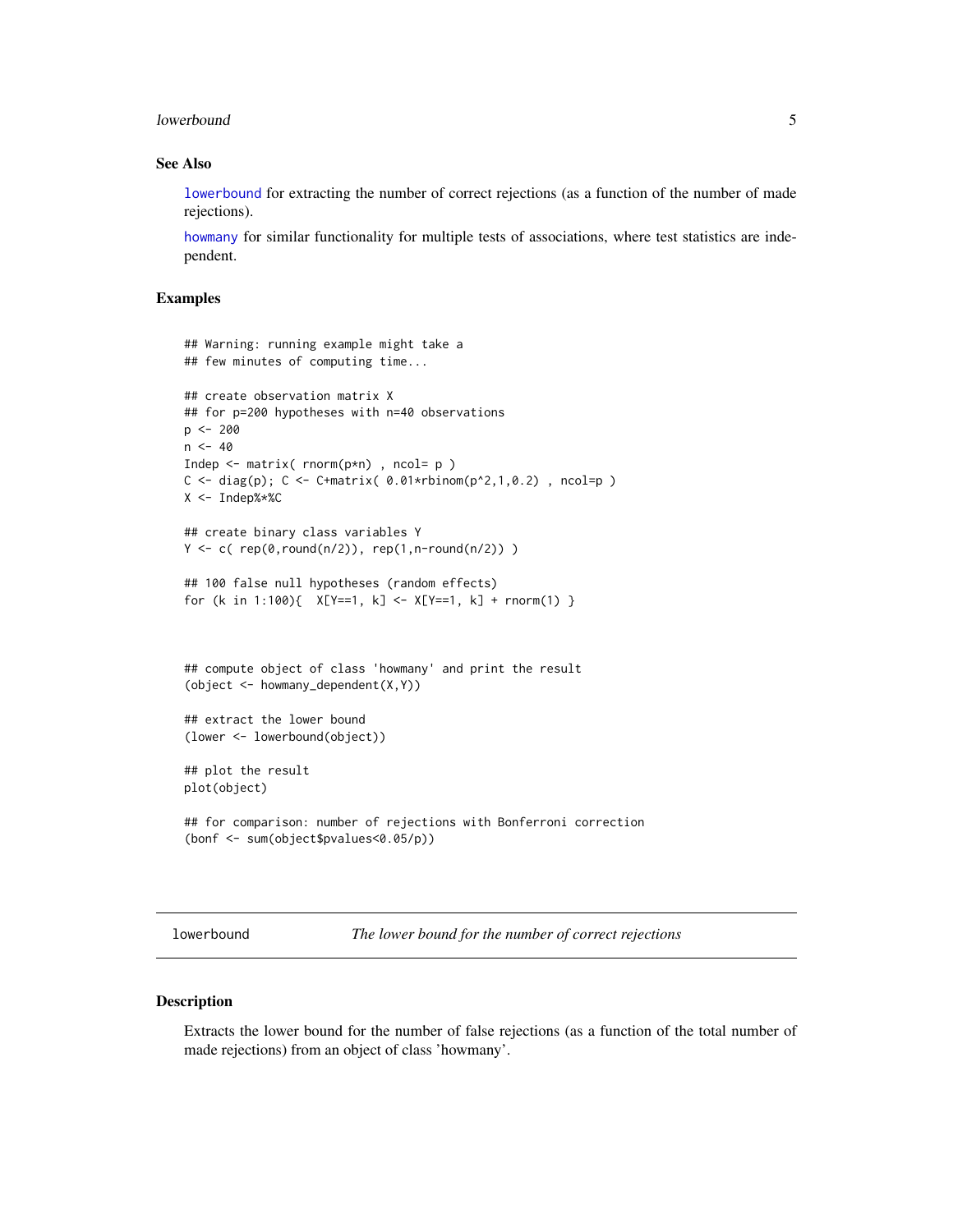### See Also

lowerbound for extracting the number of correct rejections (as a function of the number of made rejections).

howmany for similar functionality for multiple tests of associations, where test statistics are independent.

### Examples

```
## Warning: running example might take a
## few minutes of computing time...

## create observation matrix X
## for p=200 hypotheses with n=40 observations
p <- 200
n <- 40
Indep <- matrix( rnorm(p*n) , ncol= p )
C <- diag(p); C <- C+matrix( 0.01*rbinom(p^2,1,0.2) , ncol=p )
X <- Indep%*%C

## create binary class variables Y
Y <- c( rep(0,round(n/2)), rep(1,n-round(n/2)) )

## 100 false null hypotheses (random effects)
for (k in 1:100){  X[Y==1, k] <- X[Y==1, k] + rnorm(1) }



## compute object of class 'howmany' and print the result
(object <- howmany_dependent(X,Y))

## extract the lower bound
(lower <- lowerbound(object))

## plot the result
plot(object)

## for comparison: number of rejections with Bonferroni correction
(bonf <- sum(object$pvalues<0.05/p))
```

---

## lowerbound — *The lower bound for the number of correct rejections*

### Description

Extracts the lower bound for the number of false rejections (as a function of the total number of made rejections) from an object of class 'howmany'.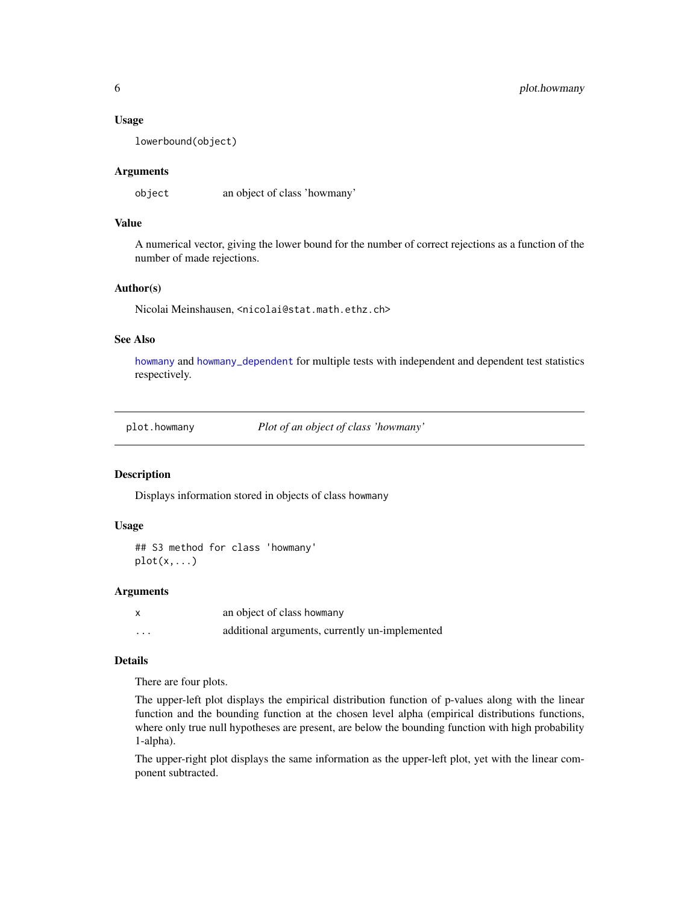### Usage

```
lowerbound(object)
```

### Arguments

| | |
|---|---|
| object | an object of class 'howmany' |

### Value

A numerical vector, giving the lower bound for the number of correct rejections as a function of the number of made rejections.

### Author(s)

Nicolai Meinshausen, <nicolai@stat.math.ethz.ch>

### See Also

howmany and howmany_dependent for multiple tests with independent and dependent test statistics respectively.

---

## plot.howmany — *Plot of an object of class 'howmany'*

### Description

Displays information stored in objects of class howmany

### Usage

```
## S3 method for class 'howmany'
plot(x,...)
```

### Arguments

| | |
|---|---|
| x | an object of class howmany |
| ... | additional arguments, currently un-implemented |

### Details

There are four plots.

The upper-left plot displays the empirical distribution function of p-values along with the linear function and the bounding function at the chosen level alpha (empirical distributions functions, where only true null hypotheses are present, are below the bounding function with high probability 1-alpha).

The upper-right plot displays the same information as the upper-left plot, yet with the linear component subtracted.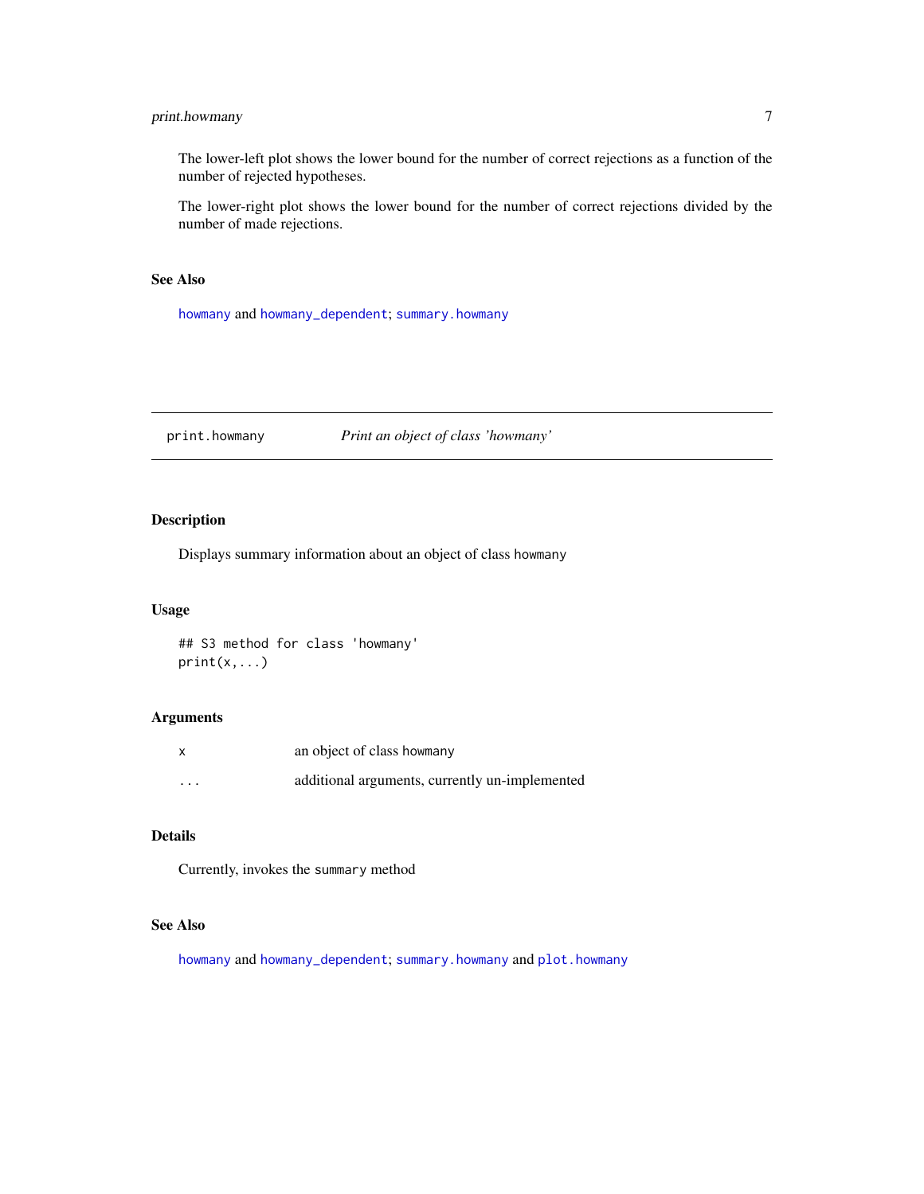The lower-left plot shows the lower bound for the number of correct rejections as a function of the number of rejected hypotheses.

The lower-right plot shows the lower bound for the number of correct rejections divided by the number of made rejections.

### See Also

howmany and howmany_dependent; summary.howmany

---

## print.howmany &nbsp;&nbsp;&nbsp;&nbsp; *Print an object of class 'howmany'*

---

### Description

Displays summary information about an object of class howmany

### Usage

```
## S3 method for class 'howmany'
print(x,...)
```

### Arguments

| | |
|---|---|
| x | an object of class howmany |
| ... | additional arguments, currently un-implemented |

### Details

Currently, invokes the summary method

### See Also

howmany and howmany_dependent; summary.howmany and plot.howmany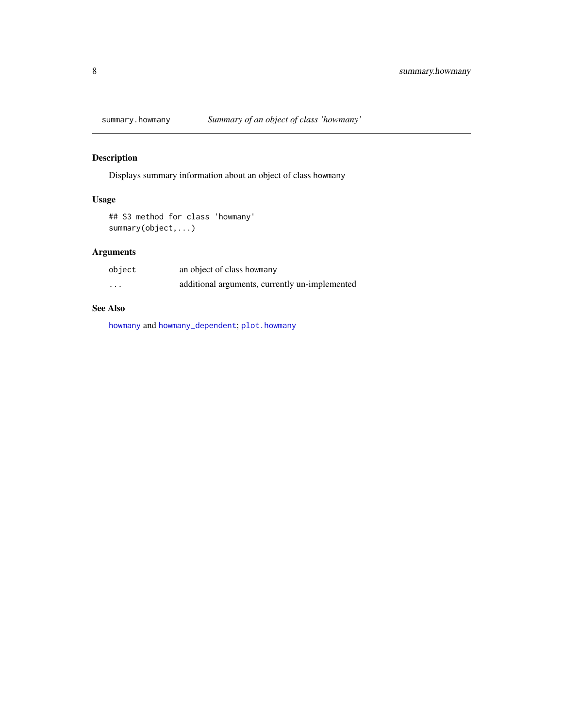## summary.howmany — *Summary of an object of class 'howmany'*

### Description

Displays summary information about an object of class howmany

### Usage

```
## S3 method for class 'howmany'
summary(object,...)
```

### Arguments

| | |
|---|---|
| object | an object of class howmany |
| ... | additional arguments, currently un-implemented |

### See Also

howmany and howmany_dependent; plot.howmany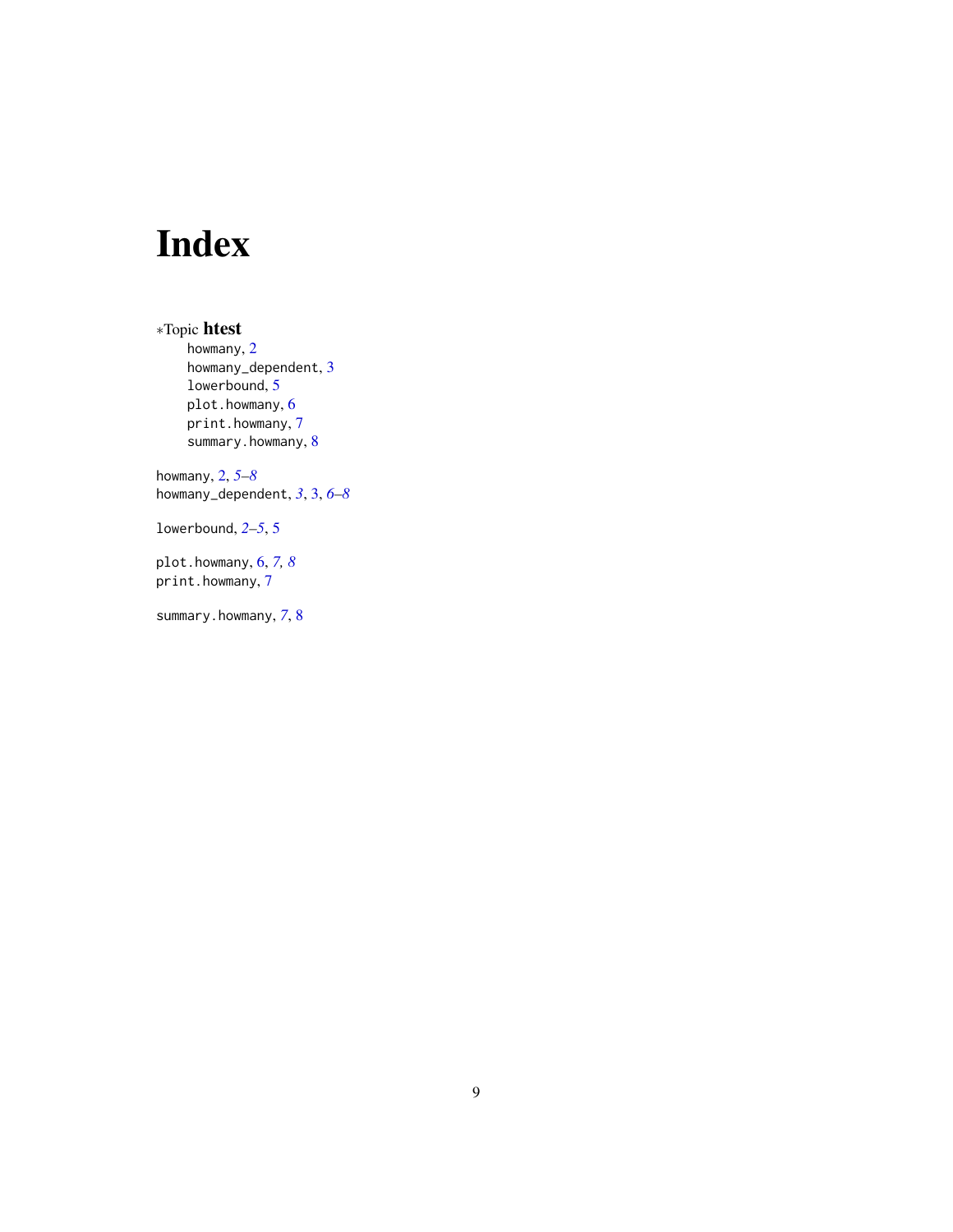# Index

*Topic **htest**

- howmany, 2
- howmany_dependent, 3
- lowerbound, 5
- plot.howmany, 6
- print.howmany, 7
- summary.howmany, 8

howmany, 2, *5–8*
howmany_dependent, *3*, 3, *6–8*

lowerbound, *2–5*, 5

plot.howmany, 6, *7, 8*
print.howmany, 7

summary.howmany, *7*, 8